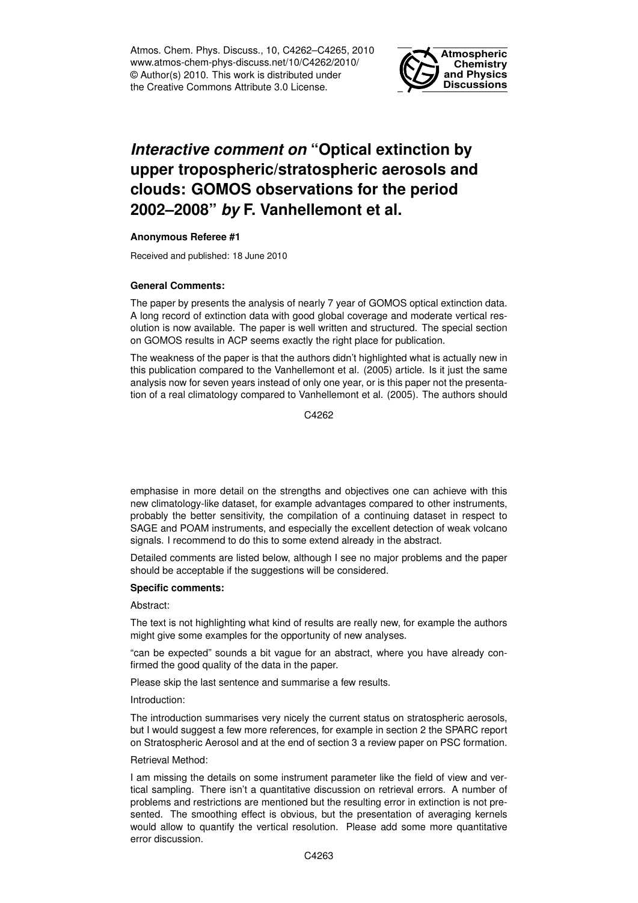# *Interactive comment on* "Optical extinction by upper tropospheric/stratospheric aerosols and clouds: GOMOS observations for the period 2002–2008" *by* F. Vanhellemont et al.

**Anonymous Referee #1**

Received and published: 18 June 2010

**General Comments:**

The paper by presents the analysis of nearly 7 year of GOMOS optical extinction data. A long record of extinction data with good global coverage and moderate vertical resolution is now available. The paper is well written and structured. The special section on GOMOS results in ACP seems exactly the right place for publication.

The weakness of the paper is that the authors didn't highlighted what is actually new in this publication compared to the Vanhellemont et al. (2005) article. Is it just the same analysis now for seven years instead of only one year, or is this paper not the presentation of a real climatology compared to Vanhellemont et al. (2005). The authors should emphasise in more detail on the strengths and objectives one can achieve with this new climatology-like dataset, for example advantages compared to other instruments, probably the better sensitivity, the compilation of a continuing dataset in respect to SAGE and POAM instruments, and especially the excellent detection of weak volcano signals. I recommend to do this to some extend already in the abstract.

Detailed comments are listed below, although I see no major problems and the paper should be acceptable if the suggestions will be considered.

**Specific comments:**

Abstract:

The text is not highlighting what kind of results are really new, for example the authors might give some examples for the opportunity of new analyses.

"can be expected" sounds a bit vague for an abstract, where you have already confirmed the good quality of the data in the paper.

Please skip the last sentence and summarise a few results.

Introduction:

The introduction summarises very nicely the current status on stratospheric aerosols, but I would suggest a few more references, for example in section 2 the SPARC report on Stratospheric Aerosol and at the end of section 3 a review paper on PSC formation.

Retrieval Method:

I am missing the details on some instrument parameter like the field of view and vertical sampling. There isn't a quantitative discussion on retrieval errors. A number of problems and restrictions are mentioned but the resulting error in extinction is not presented. The smoothing effect is obvious, but the presentation of averaging kernels would allow to quantify the vertical resolution. Please add some more quantitative error discussion.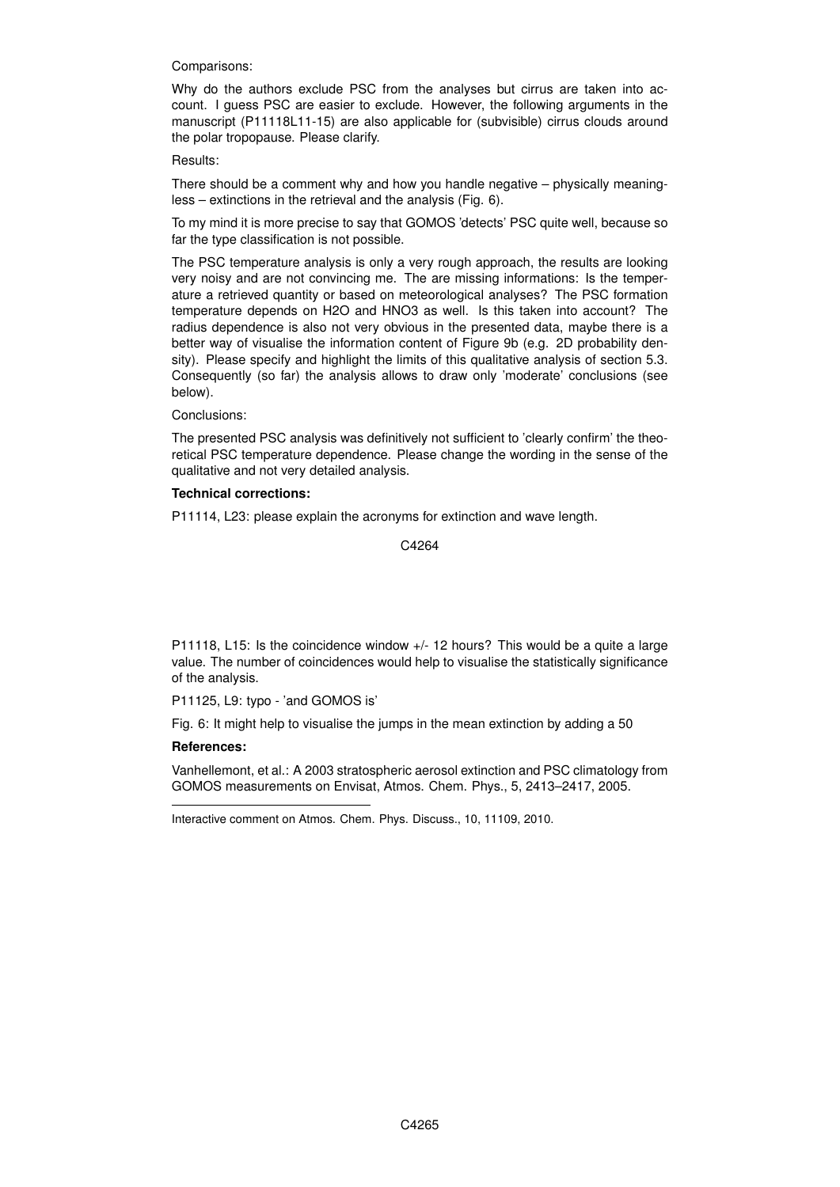Comparisons:

Why do the authors exclude PSC from the analyses but cirrus are taken into account. I guess PSC are easier to exclude. However, the following arguments in the manuscript (P11118L11-15) are also applicable for (subvisible) cirrus clouds around the polar tropopause. Please clarify.

Results:

There should be a comment why and how you handle negative – physically meaningless – extinctions in the retrieval and the analysis (Fig. 6).

To my mind it is more precise to say that GOMOS 'detects' PSC quite well, because so far the type classification is not possible.

The PSC temperature analysis is only a very rough approach, the results are looking very noisy and are not convincing me. The are missing informations: Is the temperature a retrieved quantity or based on meteorological analyses? The PSC formation temperature depends on H2O and HNO3 as well. Is this taken into account? The radius dependence is also not very obvious in the presented data, maybe there is a better way of visualise the information content of Figure 9b (e.g. 2D probability density). Please specify and highlight the limits of this qualitative analysis of section 5.3. Consequently (so far) the analysis allows to draw only 'moderate' conclusions (see below).

Conclusions:

The presented PSC analysis was definitively not sufficient to 'clearly confirm' the theoretical PSC temperature dependence. Please change the wording in the sense of the qualitative and not very detailed analysis.

**Technical corrections:**

P11114, L23: please explain the acronyms for extinction and wave length.

P11118, L15: Is the coincidence window +/- 12 hours? This would be a quite a large value. The number of coincidences would help to visualise the statistically significance of the analysis.

P11125, L9: typo - 'and GOMOS is'

Fig. 6: It might help to visualise the jumps in the mean extinction by adding a 50

**References:**

Vanhellemont, et al.: A 2003 stratospheric aerosol extinction and PSC climatology from GOMOS measurements on Envisat, Atmos. Chem. Phys., 5, 2413–2417, 2005.

---

Interactive comment on Atmos. Chem. Phys. Discuss., 10, 11109, 2010.